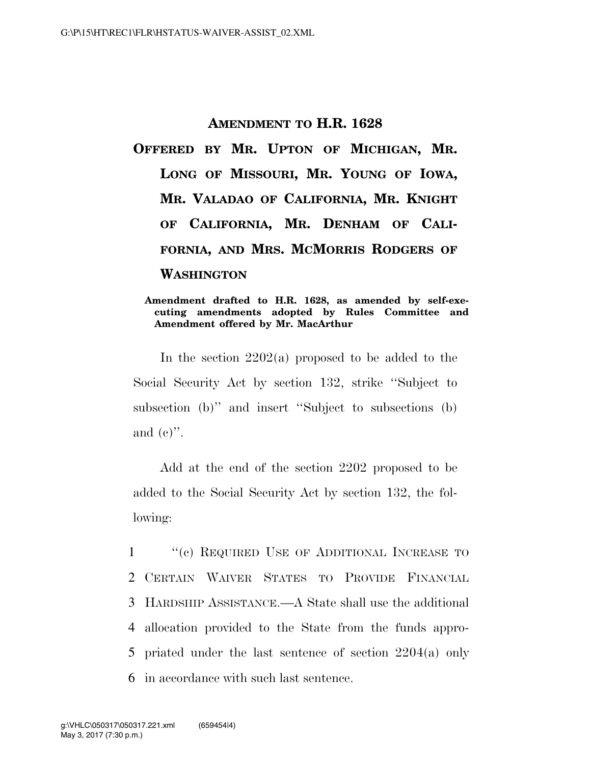## AMENDMENT TO H.R. 1628

## OFFERED BY MR. UPTON OF MICHIGAN, MR. LONG OF MISSOURI, MR. YOUNG OF IOWA, MR. VALADAO OF CALIFORNIA, MR. KNIGHT OF CALIFORNIA, MR. DENHAM OF CALIFORNIA, AND MRS. MCMORRIS RODGERS OF WASHINGTON

**Amendment drafted to H.R. 1628, as amended by self-executing amendments adopted by Rules Committee and Amendment offered by Mr. MacArthur**

In the section 2202(a) proposed to be added to the Social Security Act by section 132, strike "Subject to subsection (b)" and insert "Subject to subsections (b) and (c)".

Add at the end of the section 2202 proposed to be added to the Social Security Act by section 132, the following:

1 "(c) REQUIRED USE OF ADDITIONAL INCREASE TO
2 CERTAIN WAIVER STATES TO PROVIDE FINANCIAL
3 HARDSHIP ASSISTANCE.—A State shall use the additional
4 allocation provided to the State from the funds appro-
5 priated under the last sentence of section 2204(a) only
6 in accordance with such last sentence.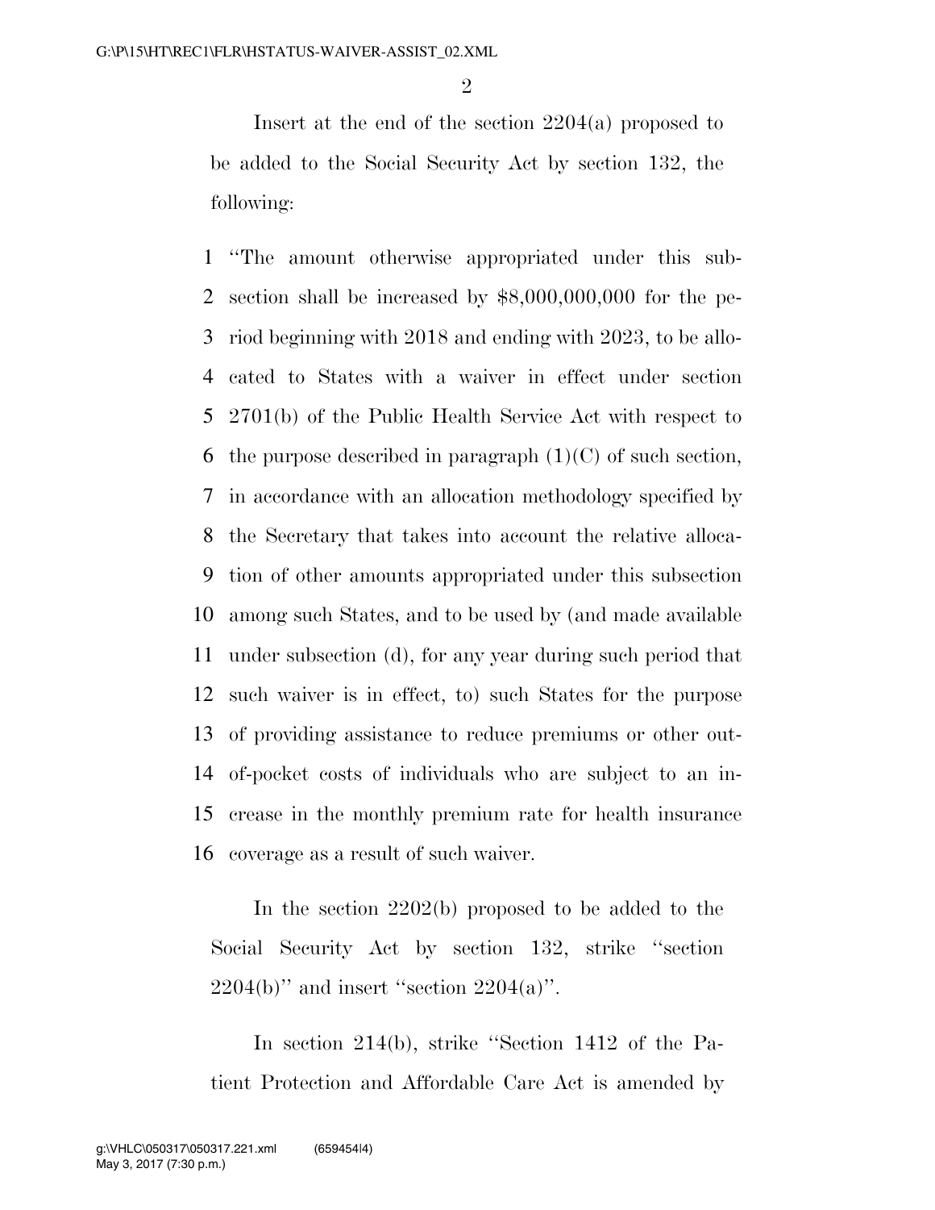Insert at the end of the section 2204(a) proposed to be added to the Social Security Act by section 132, the following:

1 "The amount otherwise appropriated under this sub-
2 section shall be increased by $8,000,000,000 for the pe-
3 riod beginning with 2018 and ending with 2023, to be allo-
4 cated to States with a waiver in effect under section
5 2701(b) of the Public Health Service Act with respect to
6 the purpose described in paragraph (1)(C) of such section,
7 in accordance with an allocation methodology specified by
8 the Secretary that takes into account the relative alloca-
9 tion of other amounts appropriated under this subsection
10 among such States, and to be used by (and made available
11 under subsection (d), for any year during such period that
12 such waiver is in effect, to) such States for the purpose
13 of providing assistance to reduce premiums or other out-
14 of-pocket costs of individuals who are subject to an in-
15 crease in the monthly premium rate for health insurance
16 coverage as a result of such waiver.

In the section 2202(b) proposed to be added to the Social Security Act by section 132, strike "section 2204(b)" and insert "section 2204(a)".

In section 214(b), strike "Section 1412 of the Patient Protection and Affordable Care Act is amended by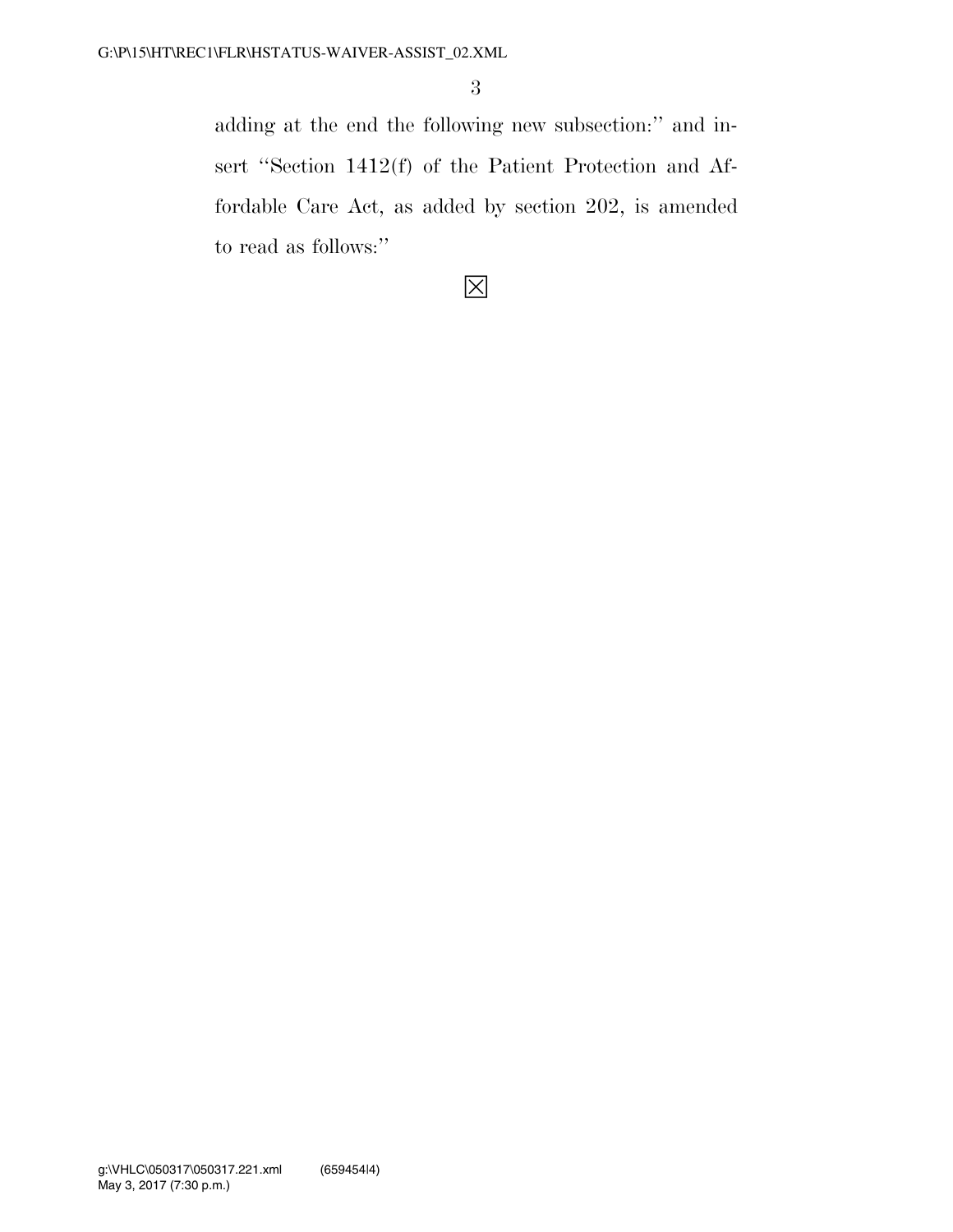adding at the end the following new subsection:'' and insert ''Section 1412(f) of the Patient Protection and Affordable Care Act, as added by section 202, is amended to read as follows:''

☒